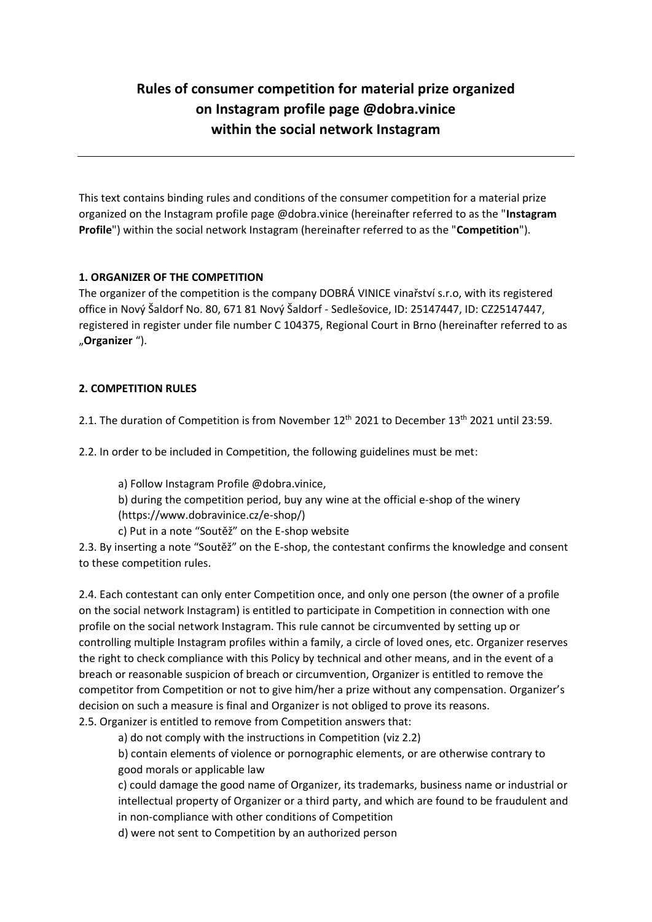# Rules of consumer competition for material prize organized on Instagram profile page @dobra.vinice within the social network Instagram

This text contains binding rules and conditions of the consumer competition for a material prize organized on the Instagram profile page @dobra.vinice (hereinafter referred to as the "**Instagram Profile**") within the social network Instagram (hereinafter referred to as the "**Competition**").

## 1. ORGANIZER OF THE COMPETITION

The organizer of the competition is the company DOBRÁ VINICE vinařství s.r.o, with its registered office in Nový Šaldorf No. 80, 671 81 Nový Šaldorf - Sedlešovice, ID: 25147447, ID: CZ25147447, registered in register under file number C 104375, Regional Court in Brno (hereinafter referred to as „**Organizer** “).

## 2. COMPETITION RULES

2.1. The duration of Competition is from November 12th 2021 to December 13th 2021 until 23:59.

2.2. In order to be included in Competition, the following guidelines must be met:

a) Follow Instagram Profile @dobra.vinice,
b) during the competition period, buy any wine at the official e-shop of the winery (https://www.dobravinice.cz/e-shop/)
c) Put in a note "Soutěž" on the E-shop website

2.3. By inserting a note "Soutěž" on the E-shop, the contestant confirms the knowledge and consent to these competition rules.

2.4. Each contestant can only enter Competition once, and only one person (the owner of a profile on the social network Instagram) is entitled to participate in Competition in connection with one profile on the social network Instagram. This rule cannot be circumvented by setting up or controlling multiple Instagram profiles within a family, a circle of loved ones, etc. Organizer reserves the right to check compliance with this Policy by technical and other means, and in the event of a breach or reasonable suspicion of breach or circumvention, Organizer is entitled to remove the competitor from Competition or not to give him/her a prize without any compensation. Organizer's decision on such a measure is final and Organizer is not obliged to prove its reasons.

2.5. Organizer is entitled to remove from Competition answers that:

a) do not comply with the instructions in Competition (viz 2.2)
b) contain elements of violence or pornographic elements, or are otherwise contrary to good morals or applicable law
c) could damage the good name of Organizer, its trademarks, business name or industrial or intellectual property of Organizer or a third party, and which are found to be fraudulent and in non-compliance with other conditions of Competition
d) were not sent to Competition by an authorized person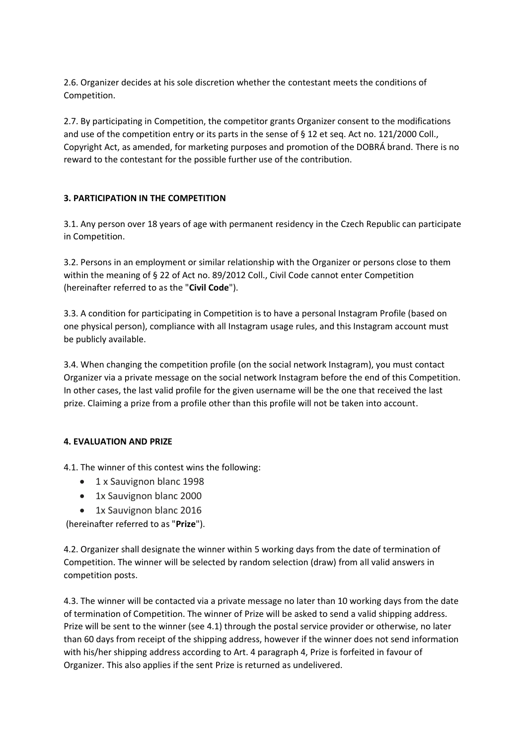2.6. Organizer decides at his sole discretion whether the contestant meets the conditions of Competition.

2.7. By participating in Competition, the competitor grants Organizer consent to the modifications and use of the competition entry or its parts in the sense of § 12 et seq. Act no. 121/2000 Coll., Copyright Act, as amended, for marketing purposes and promotion of the DOBRÁ brand. There is no reward to the contestant for the possible further use of the contribution.

### 3. PARTICIPATION IN THE COMPETITION

3.1. Any person over 18 years of age with permanent residency in the Czech Republic can participate in Competition.

3.2. Persons in an employment or similar relationship with the Organizer or persons close to them within the meaning of § 22 of Act no. 89/2012 Coll., Civil Code cannot enter Competition (hereinafter referred to as the "**Civil Code**").

3.3. A condition for participating in Competition is to have a personal Instagram Profile (based on one physical person), compliance with all Instagram usage rules, and this Instagram account must be publicly available.

3.4. When changing the competition profile (on the social network Instagram), you must contact Organizer via a private message on the social network Instagram before the end of this Competition. In other cases, the last valid profile for the given username will be the one that received the last prize. Claiming a prize from a profile other than this profile will not be taken into account.

### 4. EVALUATION AND PRIZE

4.1. The winner of this contest wins the following:

- 1 x Sauvignon blanc 1998
- 1x Sauvignon blanc 2000
- 1x Sauvignon blanc 2016

(hereinafter referred to as "**Prize**").

4.2. Organizer shall designate the winner within 5 working days from the date of termination of Competition. The winner will be selected by random selection (draw) from all valid answers in competition posts.

4.3. The winner will be contacted via a private message no later than 10 working days from the date of termination of Competition. The winner of Prize will be asked to send a valid shipping address. Prize will be sent to the winner (see 4.1) through the postal service provider or otherwise, no later than 60 days from receipt of the shipping address, however if the winner does not send information with his/her shipping address according to Art. 4 paragraph 4, Prize is forfeited in favour of Organizer. This also applies if the sent Prize is returned as undelivered.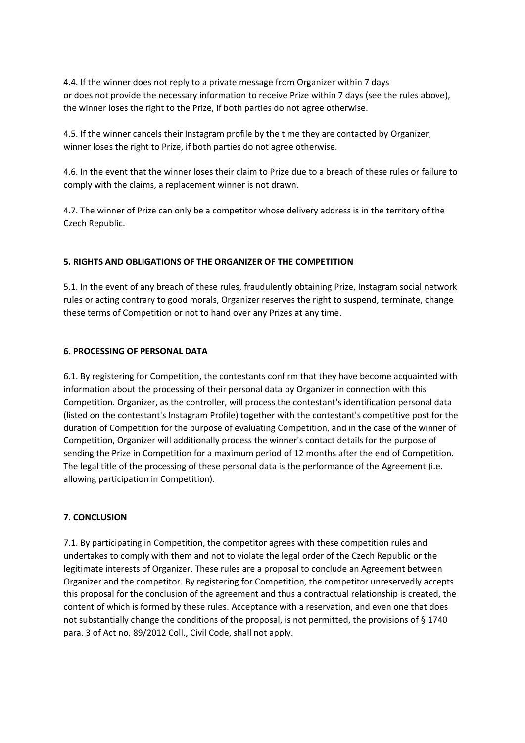4.4. If the winner does not reply to a private message from Organizer within 7 days or does not provide the necessary information to receive Prize within 7 days (see the rules above), the winner loses the right to the Prize, if both parties do not agree otherwise.

4.5. If the winner cancels their Instagram profile by the time they are contacted by Organizer, winner loses the right to Prize, if both parties do not agree otherwise.

4.6. In the event that the winner loses their claim to Prize due to a breach of these rules or failure to comply with the claims, a replacement winner is not drawn.

4.7. The winner of Prize can only be a competitor whose delivery address is in the territory of the Czech Republic.

## 5. RIGHTS AND OBLIGATIONS OF THE ORGANIZER OF THE COMPETITION

5.1. In the event of any breach of these rules, fraudulently obtaining Prize, Instagram social network rules or acting contrary to good morals, Organizer reserves the right to suspend, terminate, change these terms of Competition or not to hand over any Prizes at any time.

## 6. PROCESSING OF PERSONAL DATA

6.1. By registering for Competition, the contestants confirm that they have become acquainted with information about the processing of their personal data by Organizer in connection with this Competition. Organizer, as the controller, will process the contestant's identification personal data (listed on the contestant's Instagram Profile) together with the contestant's competitive post for the duration of Competition for the purpose of evaluating Competition, and in the case of the winner of Competition, Organizer will additionally process the winner's contact details for the purpose of sending the Prize in Competition for a maximum period of 12 months after the end of Competition. The legal title of the processing of these personal data is the performance of the Agreement (i.e. allowing participation in Competition).

## 7. CONCLUSION

7.1. By participating in Competition, the competitor agrees with these competition rules and undertakes to comply with them and not to violate the legal order of the Czech Republic or the legitimate interests of Organizer. These rules are a proposal to conclude an Agreement between Organizer and the competitor. By registering for Competition, the competitor unreservedly accepts this proposal for the conclusion of the agreement and thus a contractual relationship is created, the content of which is formed by these rules. Acceptance with a reservation, and even one that does not substantially change the conditions of the proposal, is not permitted, the provisions of § 1740 para. 3 of Act no. 89/2012 Coll., Civil Code, shall not apply.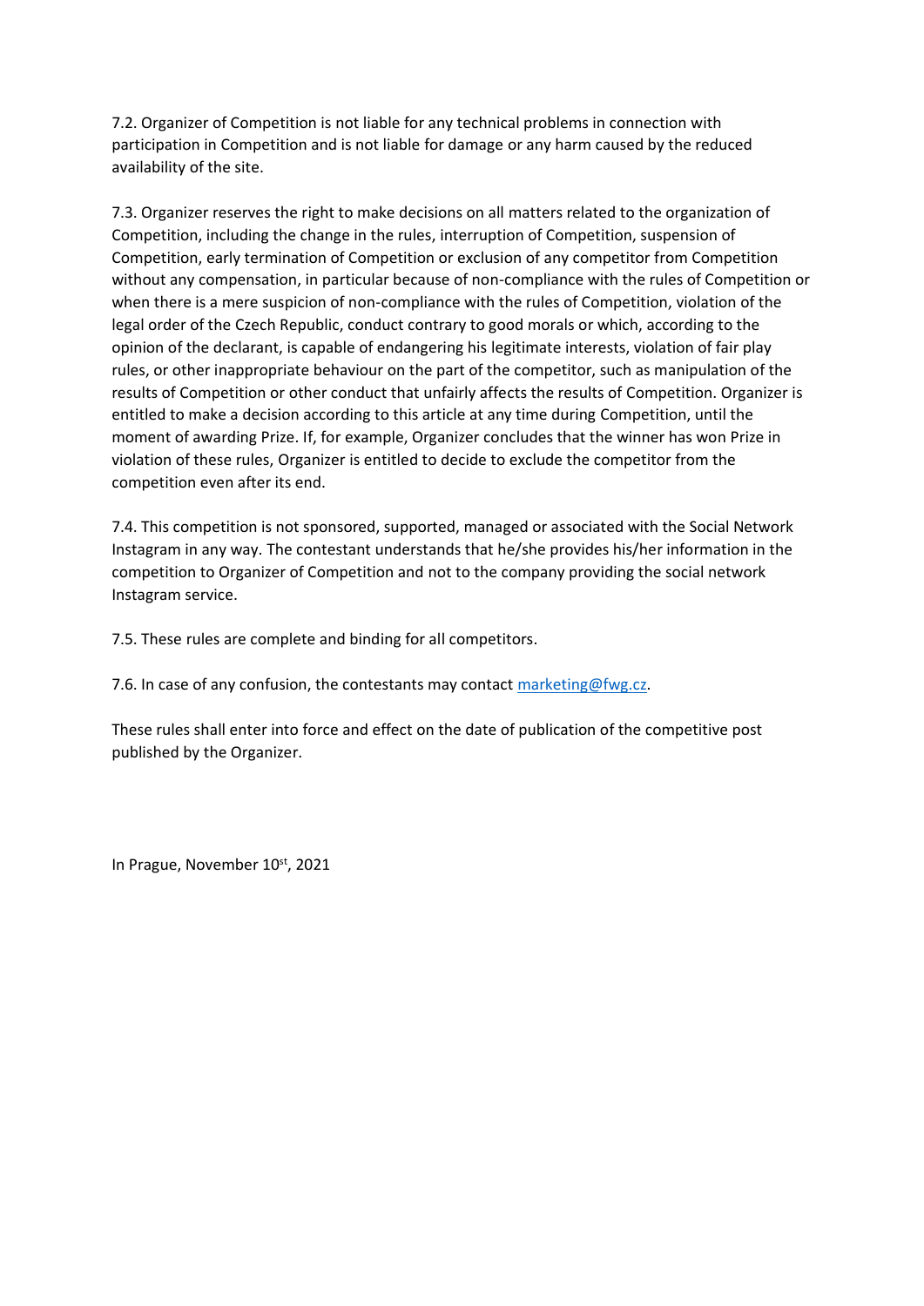7.2. Organizer of Competition is not liable for any technical problems in connection with participation in Competition and is not liable for damage or any harm caused by the reduced availability of the site.

7.3. Organizer reserves the right to make decisions on all matters related to the organization of Competition, including the change in the rules, interruption of Competition, suspension of Competition, early termination of Competition or exclusion of any competitor from Competition without any compensation, in particular because of non-compliance with the rules of Competition or when there is a mere suspicion of non-compliance with the rules of Competition, violation of the legal order of the Czech Republic, conduct contrary to good morals or which, according to the opinion of the declarant, is capable of endangering his legitimate interests, violation of fair play rules, or other inappropriate behaviour on the part of the competitor, such as manipulation of the results of Competition or other conduct that unfairly affects the results of Competition. Organizer is entitled to make a decision according to this article at any time during Competition, until the moment of awarding Prize. If, for example, Organizer concludes that the winner has won Prize in violation of these rules, Organizer is entitled to decide to exclude the competitor from the competition even after its end.

7.4. This competition is not sponsored, supported, managed or associated with the Social Network Instagram in any way. The contestant understands that he/she provides his/her information in the competition to Organizer of Competition and not to the company providing the social network Instagram service.

7.5. These rules are complete and binding for all competitors.

7.6. In case of any confusion, the contestants may contact marketing@fwg.cz.

These rules shall enter into force and effect on the date of publication of the competitive post published by the Organizer.

In Prague, November 10st, 2021